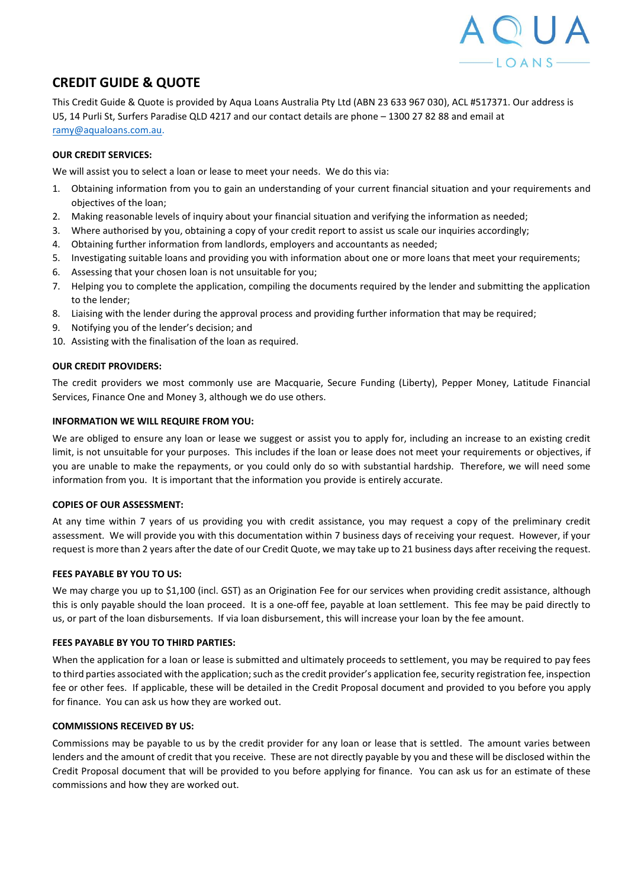# CREDIT GUIDE & QUOTE

This Credit Guide & Quote is provided by Aqua Loans Australia Pty Ltd (ABN 23 633 967 030), ACL #517371. Our address is U5, 14 Purli St, Surfers Paradise QLD 4217 and our contact details are phone – 1300 27 82 88 and email at ramy@aqualoans.com.au.

**OUR CREDIT SERVICES:**

We will assist you to select a loan or lease to meet your needs. We do this via:

1. Obtaining information from you to gain an understanding of your current financial situation and your requirements and objectives of the loan;
2. Making reasonable levels of inquiry about your financial situation and verifying the information as needed;
3. Where authorised by you, obtaining a copy of your credit report to assist us scale our inquiries accordingly;
4. Obtaining further information from landlords, employers and accountants as needed;
5. Investigating suitable loans and providing you with information about one or more loans that meet your requirements;
6. Assessing that your chosen loan is not unsuitable for you;
7. Helping you to complete the application, compiling the documents required by the lender and submitting the application to the lender;
8. Liaising with the lender during the approval process and providing further information that may be required;
9. Notifying you of the lender's decision; and
10. Assisting with the finalisation of the loan as required.

**OUR CREDIT PROVIDERS:**

The credit providers we most commonly use are Macquarie, Secure Funding (Liberty), Pepper Money, Latitude Financial Services, Finance One and Money 3, although we do use others.

**INFORMATION WE WILL REQUIRE FROM YOU:**

We are obliged to ensure any loan or lease we suggest or assist you to apply for, including an increase to an existing credit limit, is not unsuitable for your purposes. This includes if the loan or lease does not meet your requirements or objectives, if you are unable to make the repayments, or you could only do so with substantial hardship. Therefore, we will need some information from you. It is important that the information you provide is entirely accurate.

**COPIES OF OUR ASSESSMENT:**

At any time within 7 years of us providing you with credit assistance, you may request a copy of the preliminary credit assessment. We will provide you with this documentation within 7 business days of receiving your request. However, if your request is more than 2 years after the date of our Credit Quote, we may take up to 21 business days after receiving the request.

**FEES PAYABLE BY YOU TO US:**

We may charge you up to $1,100 (incl. GST) as an Origination Fee for our services when providing credit assistance, although this is only payable should the loan proceed. It is a one-off fee, payable at loan settlement. This fee may be paid directly to us, or part of the loan disbursements. If via loan disbursement, this will increase your loan by the fee amount.

**FEES PAYABLE BY YOU TO THIRD PARTIES:**

When the application for a loan or lease is submitted and ultimately proceeds to settlement, you may be required to pay fees to third parties associated with the application; such as the credit provider's application fee, security registration fee, inspection fee or other fees. If applicable, these will be detailed in the Credit Proposal document and provided to you before you apply for finance. You can ask us how they are worked out.

**COMMISSIONS RECEIVED BY US:**

Commissions may be payable to us by the credit provider for any loan or lease that is settled. The amount varies between lenders and the amount of credit that you receive. These are not directly payable by you and these will be disclosed within the Credit Proposal document that will be provided to you before applying for finance. You can ask us for an estimate of these commissions and how they are worked out.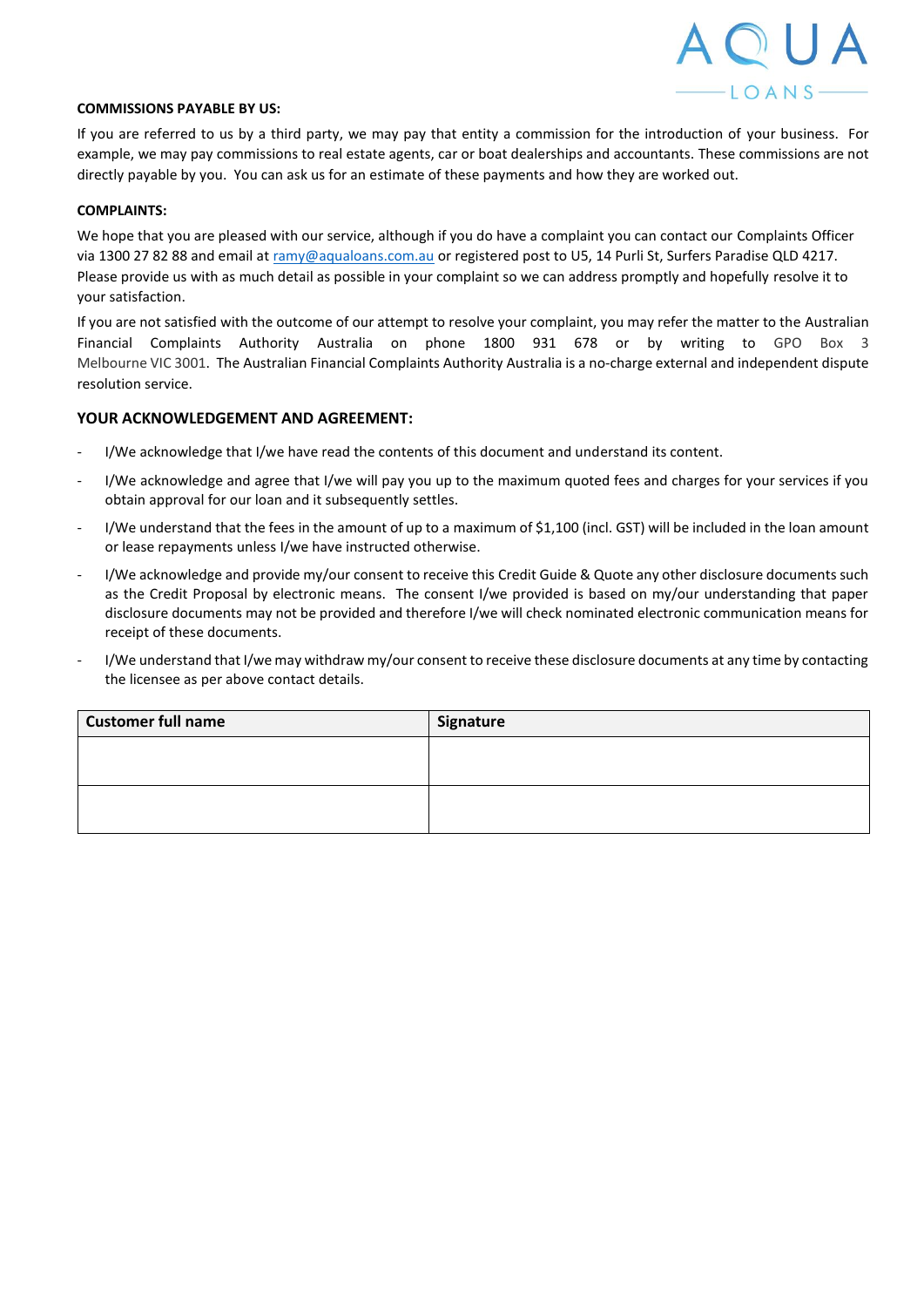**COMMISSIONS PAYABLE BY US:**

If you are referred to us by a third party, we may pay that entity a commission for the introduction of your business. For example, we may pay commissions to real estate agents, car or boat dealerships and accountants. These commissions are not directly payable by you. You can ask us for an estimate of these payments and how they are worked out.

**COMPLAINTS:**

We hope that you are pleased with our service, although if you do have a complaint you can contact our Complaints Officer via 1300 27 82 88 and email at ramy@aqualoans.com.au or registered post to U5, 14 Purli St, Surfers Paradise QLD 4217. Please provide us with as much detail as possible in your complaint so we can address promptly and hopefully resolve it to your satisfaction.

If you are not satisfied with the outcome of our attempt to resolve your complaint, you may refer the matter to the Australian Financial Complaints Authority Australia on phone 1800 931 678 or by writing to GPO Box 3 Melbourne VIC 3001. The Australian Financial Complaints Authority Australia is a no-charge external and independent dispute resolution service.

## YOUR ACKNOWLEDGEMENT AND AGREEMENT:

- I/We acknowledge that I/we have read the contents of this document and understand its content.
- I/We acknowledge and agree that I/we will pay you up to the maximum quoted fees and charges for your services if you obtain approval for our loan and it subsequently settles.
- I/We understand that the fees in the amount of up to a maximum of $1,100 (incl. GST) will be included in the loan amount or lease repayments unless I/we have instructed otherwise.
- I/We acknowledge and provide my/our consent to receive this Credit Guide & Quote any other disclosure documents such as the Credit Proposal by electronic means. The consent I/we provided is based on my/our understanding that paper disclosure documents may not be provided and therefore I/we will check nominated electronic communication means for receipt of these documents.
- I/We understand that I/we may withdraw my/our consent to receive these disclosure documents at any time by contacting the licensee as per above contact details.

| Customer full name | Signature |
|---|---|
| | |
| | |